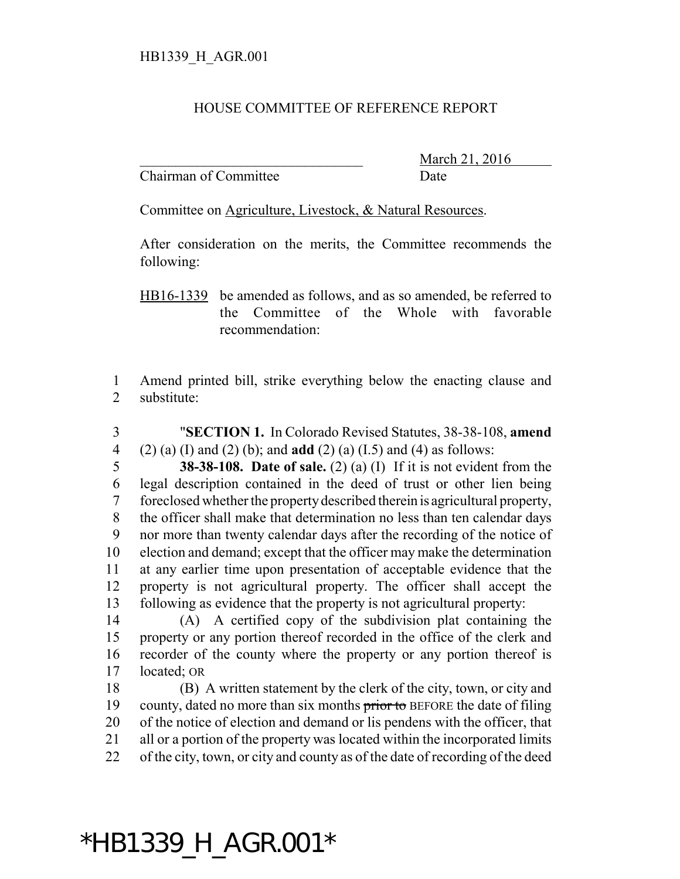HB1339_H_AGR.001

HOUSE COMMITTEE OF REFERENCE REPORT

\_\_\_\_\_\_\_\_\_\_\_\_\_\_\_\_\_\_\_\_\_\_\_\_\_\_\_\_\_\_\_\_ March 21, 2016
Chairman of Committee Date

Committee on Agriculture, Livestock, & Natural Resources.

After consideration on the merits, the Committee recommends the following:

HB16-1339 be amended as follows, and as so amended, be referred to the Committee of the Whole with favorable recommendation:

1 Amend printed bill, strike everything below the enacting clause and
2 substitute:

3 "**SECTION 1.** In Colorado Revised Statutes, 38-38-108, **amend**
4 (2) (a) (I) and (2) (b); and **add** (2) (a) (I.5) and (4) as follows:

5 **38-38-108. Date of sale.** (2) (a) (I) If it is not evident from the
6 legal description contained in the deed of trust or other lien being
7 foreclosed whether the property described therein is agricultural property,
8 the officer shall make that determination no less than ten calendar days
9 nor more than twenty calendar days after the recording of the notice of
10 election and demand; except that the officer may make the determination
11 at any earlier time upon presentation of acceptable evidence that the
12 property is not agricultural property. The officer shall accept the
13 following as evidence that the property is not agricultural property:

14 (A) A certified copy of the subdivision plat containing the
15 property or any portion thereof recorded in the office of the clerk and
16 recorder of the county where the property or any portion thereof is
17 located; OR

18 (B) A written statement by the clerk of the city, town, or city and
19 county, dated no more than six months ~~prior to~~ BEFORE the date of filing
20 of the notice of election and demand or lis pendens with the officer, that
21 all or a portion of the property was located within the incorporated limits
22 of the city, town, or city and county as of the date of recording of the deed

\*HB1339_H_AGR.001\*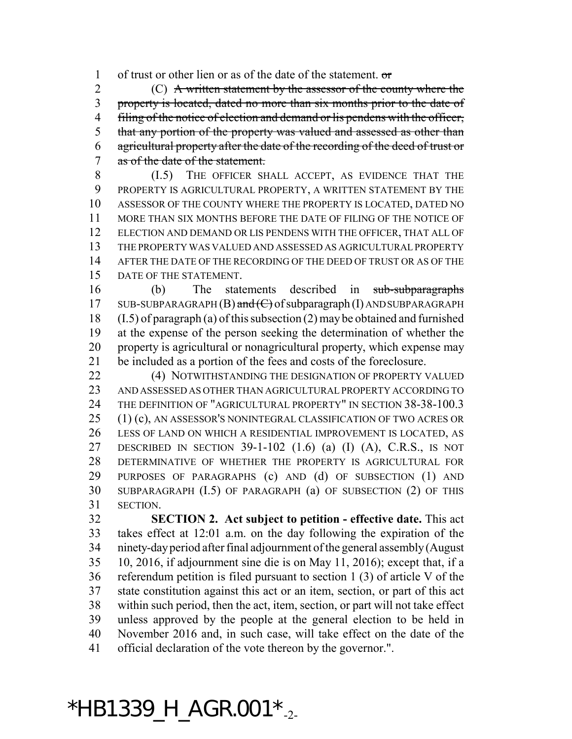of trust or other lien or as of the date of the statement. ~~or~~

(C) ~~A written statement by the assessor of the county where the property is located, dated no more than six months prior to the date of filing of the notice of election and demand or lis pendens with the officer, that any portion of the property was valued and assessed as other than agricultural property after the date of the recording of the deed of trust or as of the date of the statement.~~

(I.5) THE OFFICER SHALL ACCEPT, AS EVIDENCE THAT THE PROPERTY IS AGRICULTURAL PROPERTY, A WRITTEN STATEMENT BY THE ASSESSOR OF THE COUNTY WHERE THE PROPERTY IS LOCATED, DATED NO MORE THAN SIX MONTHS BEFORE THE DATE OF FILING OF THE NOTICE OF ELECTION AND DEMAND OR LIS PENDENS WITH THE OFFICER, THAT ALL OF THE PROPERTY WAS VALUED AND ASSESSED AS AGRICULTURAL PROPERTY AFTER THE DATE OF THE RECORDING OF THE DEED OF TRUST OR AS OF THE DATE OF THE STATEMENT.

(b) The statements described in ~~sub-subparagraphs~~ SUB-SUBPARAGRAPH (B) ~~and (C)~~ of subparagraph (I) AND SUBPARAGRAPH (I.5) of paragraph (a) of this subsection (2) may be obtained and furnished at the expense of the person seeking the determination of whether the property is agricultural or nonagricultural property, which expense may be included as a portion of the fees and costs of the foreclosure.

(4) NOTWITHSTANDING THE DESIGNATION OF PROPERTY VALUED AND ASSESSED AS OTHER THAN AGRICULTURAL PROPERTY ACCORDING TO THE DEFINITION OF "AGRICULTURAL PROPERTY" IN SECTION 38-38-100.3 (1) (c), AN ASSESSOR'S NONINTEGRAL CLASSIFICATION OF TWO ACRES OR LESS OF LAND ON WHICH A RESIDENTIAL IMPROVEMENT IS LOCATED, AS DESCRIBED IN SECTION 39-1-102 (1.6) (a) (I) (A), C.R.S., IS NOT DETERMINATIVE OF WHETHER THE PROPERTY IS AGRICULTURAL FOR PURPOSES OF PARAGRAPHS (c) AND (d) OF SUBSECTION (1) AND SUBPARAGRAPH (I.5) OF PARAGRAPH (a) OF SUBSECTION (2) OF THIS SECTION.

**SECTION 2. Act subject to petition - effective date.** This act takes effect at 12:01 a.m. on the day following the expiration of the ninety-day period after final adjournment of the general assembly (August 10, 2016, if adjournment sine die is on May 11, 2016); except that, if a referendum petition is filed pursuant to section 1 (3) of article V of the state constitution against this act or an item, section, or part of this act within such period, then the act, item, section, or part will not take effect unless approved by the people at the general election to be held in November 2016 and, in such case, will take effect on the date of the official declaration of the vote thereon by the governor.".